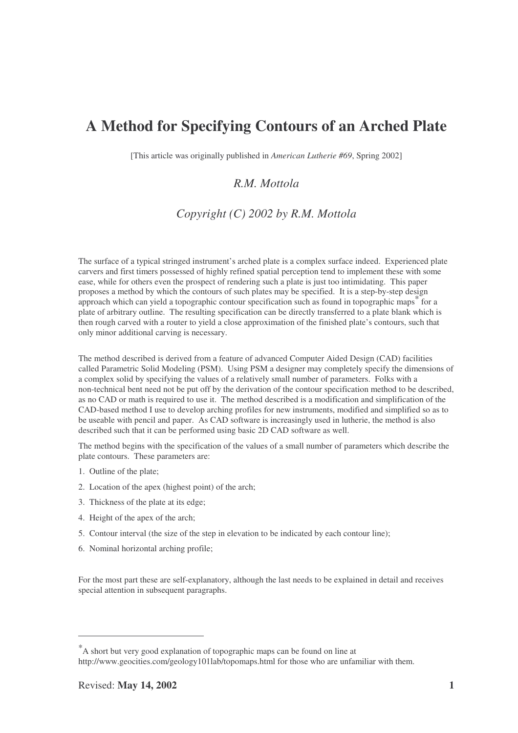# A Method for Specifying Contours of an Arched Plate

[This article was originally published in *American Lutherie #69*, Spring 2002]

*R.M. Mottola*

*Copyright (C) 2002 by R.M. Mottola*

The surface of a typical stringed instrument's arched plate is a complex surface indeed. Experienced plate carvers and first timers possessed of highly refined spatial perception tend to implement these with some ease, while for others even the prospect of rendering such a plate is just too intimidating. This paper proposes a method by which the contours of such plates may be specified. It is a step-by-step design approach which can yield a topographic contour specification such as found in topographic maps* for a plate of arbitrary outline. The resulting specification can be directly transferred to a plate blank which is then rough carved with a router to yield a close approximation of the finished plate's contours, such that only minor additional carving is necessary.

The method described is derived from a feature of advanced Computer Aided Design (CAD) facilities called Parametric Solid Modeling (PSM). Using PSM a designer may completely specify the dimensions of a complex solid by specifying the values of a relatively small number of parameters. Folks with a non-technical bent need not be put off by the derivation of the contour specification method to be described, as no CAD or math is required to use it. The method described is a modification and simplification of the CAD-based method I use to develop arching profiles for new instruments, modified and simplified so as to be useable with pencil and paper. As CAD software is increasingly used in lutherie, the method is also described such that it can be performed using basic 2D CAD software as well.

The method begins with the specification of the values of a small number of parameters which describe the plate contours. These parameters are:

1. Outline of the plate;
2. Location of the apex (highest point) of the arch;
3. Thickness of the plate at its edge;
4. Height of the apex of the arch;
5. Contour interval (the size of the step in elevation to be indicated by each contour line);
6. Nominal horizontal arching profile;

For the most part these are self-explanatory, although the last needs to be explained in detail and receives special attention in subsequent paragraphs.

---

*A short but very good explanation of topographic maps can be found on line at http://www.geocities.com/geology101lab/topomaps.html for those who are unfamiliar with them.

Revised: **May 14, 2002**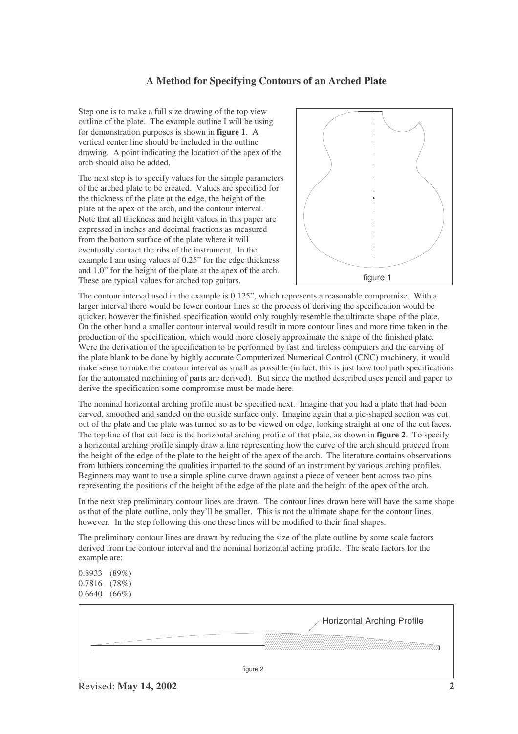# A Method for Specifying Contours of an Arched Plate

Step one is to make a full size drawing of the top view outline of the plate. The example outline I will be using for demonstration purposes is shown in **figure 1**. A vertical center line should be included in the outline drawing. A point indicating the location of the apex of the arch should also be added.

figure 1

The next step is to specify values for the simple parameters of the arched plate to be created. Values are specified for the thickness of the plate at the edge, the height of the plate at the apex of the arch, and the contour interval. Note that all thickness and height values in this paper are expressed in inches and decimal fractions as measured from the bottom surface of the plate where it will eventually contact the ribs of the instrument. In the example I am using values of 0.25" for the edge thickness and 1.0" for the height of the plate at the apex of the arch. These are typical values for arched top guitars.

The contour interval used in the example is 0.125", which represents a reasonable compromise. With a larger interval there would be fewer contour lines so the process of deriving the specification would be quicker, however the finished specification would only roughly resemble the ultimate shape of the plate. On the other hand a smaller contour interval would result in more contour lines and more time taken in the production of the specification, which would more closely approximate the shape of the finished plate. Were the derivation of the specification to be performed by fast and tireless computers and the carving of the plate blank to be done by highly accurate Computerized Numerical Control (CNC) machinery, it would make sense to make the contour interval as small as possible (in fact, this is just how tool path specifications for the automated machining of parts are derived). But since the method described uses pencil and paper to derive the specification some compromise must be made here.

The nominal horizontal arching profile must be specified next. Imagine that you had a plate that had been carved, smoothed and sanded on the outside surface only. Imagine again that a pie-shaped section was cut out of the plate and the plate was turned so as to be viewed on edge, looking straight at one of the cut faces. The top line of that cut face is the horizontal arching profile of that plate, as shown in **figure 2**. To specify a horizontal arching profile simply draw a line representing how the curve of the arch should proceed from the height of the edge of the plate to the height of the apex of the arch. The literature contains observations from luthiers concerning the qualities imparted to the sound of an instrument by various arching profiles. Beginners may want to use a simple spline curve drawn against a piece of veneer bent across two pins representing the positions of the height of the edge of the plate and the height of the apex of the arch.

In the next step preliminary contour lines are drawn. The contour lines drawn here will have the same shape as that of the plate outline, only they'll be smaller. This is not the ultimate shape for the contour lines, however. In the step following this one these lines will be modified to their final shapes.

The preliminary contour lines are drawn by reducing the size of the plate outline by some scale factors derived from the contour interval and the nominal horizontal aching profile. The scale factors for the example are:

0.8933 (89%)
0.7816 (78%)
0.6640 (66%)

Horizontal Arching Profile

figure 2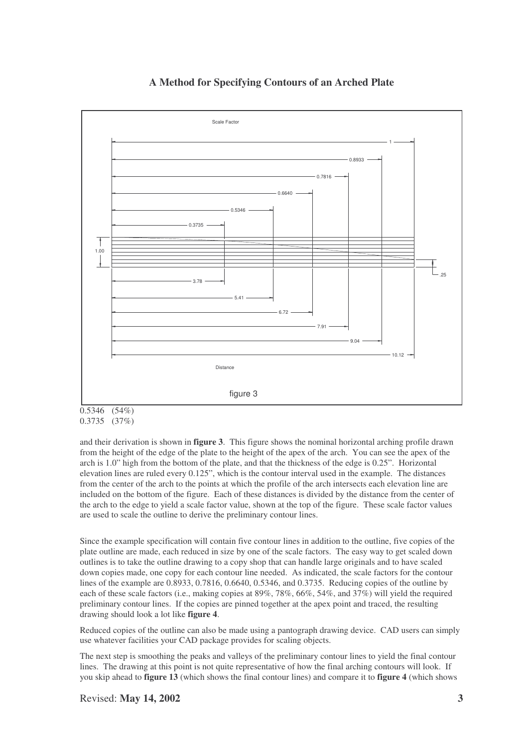# A Method for Specifying Contours of an Arched Plate

Scale Factor

1

0.8933

0.7816

0.6640

0.5346

0.3735

1.00

.25

3.78

5.41

6.72

7.91

9.04

10.12

Distance

figure 3

0.5346 (54%)
0.3735 (37%)

and their derivation is shown in **figure 3**. This figure shows the nominal horizontal arching profile drawn from the height of the edge of the plate to the height of the apex of the arch. You can see the apex of the arch is 1.0" high from the bottom of the plate, and that the thickness of the edge is 0.25". Horizontal elevation lines are ruled every 0.125", which is the contour interval used in the example. The distances from the center of the arch to the points at which the profile of the arch intersects each elevation line are included on the bottom of the figure. Each of these distances is divided by the distance from the center of the arch to the edge to yield a scale factor value, shown at the top of the figure. These scale factor values are used to scale the outline to derive the preliminary contour lines.

Since the example specification will contain five contour lines in addition to the outline, five copies of the plate outline are made, each reduced in size by one of the scale factors. The easy way to get scaled down outlines is to take the outline drawing to a copy shop that can handle large originals and to have scaled down copies made, one copy for each contour line needed. As indicated, the scale factors for the contour lines of the example are 0.8933, 0.7816, 0.6640, 0.5346, and 0.3735. Reducing copies of the outline by each of these scale factors (i.e., making copies at 89%, 78%, 66%, 54%, and 37%) will yield the required preliminary contour lines. If the copies are pinned together at the apex point and traced, the resulting drawing should look a lot like **figure 4**.

Reduced copies of the outline can also be made using a pantograph drawing device. CAD users can simply use whatever facilities your CAD package provides for scaling objects.

The next step is smoothing the peaks and valleys of the preliminary contour lines to yield the final contour lines. The drawing at this point is not quite representative of how the final arching contours will look. If you skip ahead to **figure 13** (which shows the final contour lines) and compare it to **figure 4** (which shows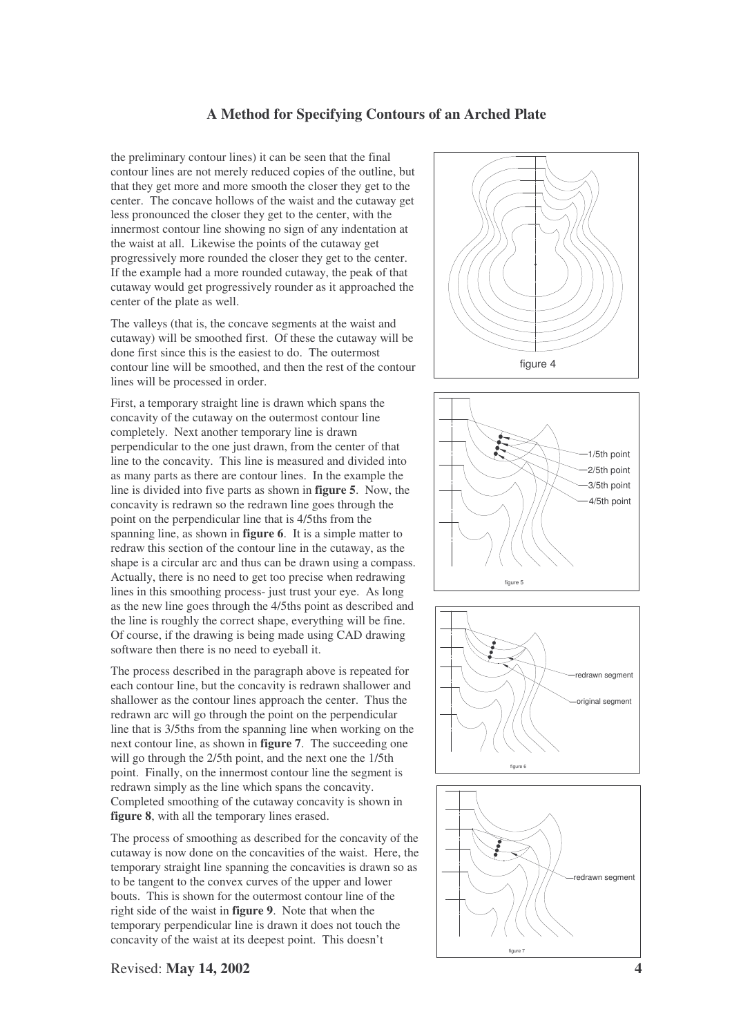the preliminary contour lines) it can be seen that the final contour lines are not merely reduced copies of the outline, but that they get more and more smooth the closer they get to the center. The concave hollows of the waist and the cutaway get less pronounced the closer they get to the center, with the innermost contour line showing no sign of any indentation at the waist at all. Likewise the points of the cutaway get progressively more rounded the closer they get to the center. If the example had a more rounded cutaway, the peak of that cutaway would get progressively rounder as it approached the center of the plate as well.

The valleys (that is, the concave segments at the waist and cutaway) will be smoothed first. Of these the cutaway will be done first since this is the easiest to do. The outermost contour line will be smoothed, and then the rest of the contour lines will be processed in order.

First, a temporary straight line is drawn which spans the concavity of the cutaway on the outermost contour line completely. Next another temporary line is drawn perpendicular to the one just drawn, from the center of that line to the concavity. This line is measured and divided into as many parts as there are contour lines. In the example the line is divided into five parts as shown in **figure 5**. Now, the concavity is redrawn so the redrawn line goes through the point on the perpendicular line that is 4/5ths from the spanning line, as shown in **figure 6**. It is a simple matter to redraw this section of the contour line in the cutaway, as the shape is a circular arc and thus can be drawn using a compass. Actually, there is no need to get too precise when redrawing lines in this smoothing process- just trust your eye. As long as the new line goes through the 4/5ths point as described and the line is roughly the correct shape, everything will be fine. Of course, if the drawing is being made using CAD drawing software then there is no need to eyeball it.

The process described in the paragraph above is repeated for each contour line, but the concavity is redrawn shallower and shallower as the contour lines approach the center. Thus the redrawn arc will go through the point on the perpendicular line that is 3/5ths from the spanning line when working on the next contour line, as shown in **figure 7**. The succeeding one will go through the 2/5th point, and the next one the 1/5th point. Finally, on the innermost contour line the segment is redrawn simply as the line which spans the concavity. Completed smoothing of the cutaway concavity is shown in **figure 8**, with all the temporary lines erased.

The process of smoothing as described for the concavity of the cutaway is now done on the concavities of the waist. Here, the temporary straight line spanning the concavities is drawn so as to be tangent to the convex curves of the upper and lower bouts. This is shown for the outermost contour line of the right side of the waist in **figure 9**. Note that when the temporary perpendicular line is drawn it does not touch the concavity of the waist at its deepest point. This doesn't

figure 4

figure 5

figure 6

figure 7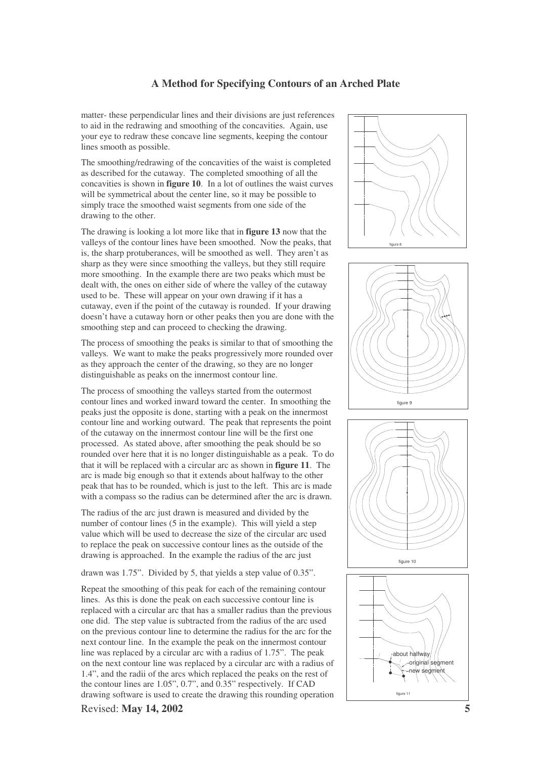matter- these perpendicular lines and their divisions are just references to aid in the redrawing and smoothing of the concavities. Again, use your eye to redraw these concave line segments, keeping the contour lines smooth as possible.

The smoothing/redrawing of the concavities of the waist is completed as described for the cutaway. The completed smoothing of all the concavities is shown in **figure 10**. In a lot of outlines the waist curves will be symmetrical about the center line, so it may be possible to simply trace the smoothed waist segments from one side of the drawing to the other.

The drawing is looking a lot more like that in **figure 13** now that the valleys of the contour lines have been smoothed. Now the peaks, that is, the sharp protuberances, will be smoothed as well. They aren't as sharp as they were since smoothing the valleys, but they still require more smoothing. In the example there are two peaks which must be dealt with, the ones on either side of where the valley of the cutaway used to be. These will appear on your own drawing if it has a cutaway, even if the point of the cutaway is rounded. If your drawing doesn't have a cutaway horn or other peaks then you are done with the smoothing step and can proceed to checking the drawing.

The process of smoothing the peaks is similar to that of smoothing the valleys. We want to make the peaks progressively more rounded over as they approach the center of the drawing, so they are no longer distinguishable as peaks on the innermost contour line.

The process of smoothing the valleys started from the outermost contour lines and worked inward toward the center. In smoothing the peaks just the opposite is done, starting with a peak on the innermost contour line and working outward. The peak that represents the point of the cutaway on the innermost contour line will be the first one processed. As stated above, after smoothing the peak should be so rounded over here that it is no longer distinguishable as a peak. To do that it will be replaced with a circular arc as shown in **figure 11**. The arc is made big enough so that it extends about halfway to the other peak that has to be rounded, which is just to the left. This arc is made with a compass so the radius can be determined after the arc is drawn.

The radius of the arc just drawn is measured and divided by the number of contour lines (5 in the example). This will yield a step value which will be used to decrease the size of the circular arc used to replace the peak on successive contour lines as the outside of the drawing is approached. In the example the radius of the arc just drawn was 1.75". Divided by 5, that yields a step value of 0.35".

Repeat the smoothing of this peak for each of the remaining contour lines. As this is done the peak on each successive contour line is replaced with a circular arc that has a smaller radius than the previous one did. The step value is subtracted from the radius of the arc used on the previous contour line to determine the radius for the arc for the next contour line. In the example the peak on the innermost contour line was replaced by a circular arc with a radius of 1.75". The peak on the next contour line was replaced by a circular arc with a radius of 1.4", and the radii of the arcs which replaced the peaks on the rest of the contour lines are 1.05", 0.7", and 0.35" respectively. If CAD drawing software is used to create the drawing this rounding operation

figure 8

figure 9

figure 10

about halfway

original segment

new segment

figure 11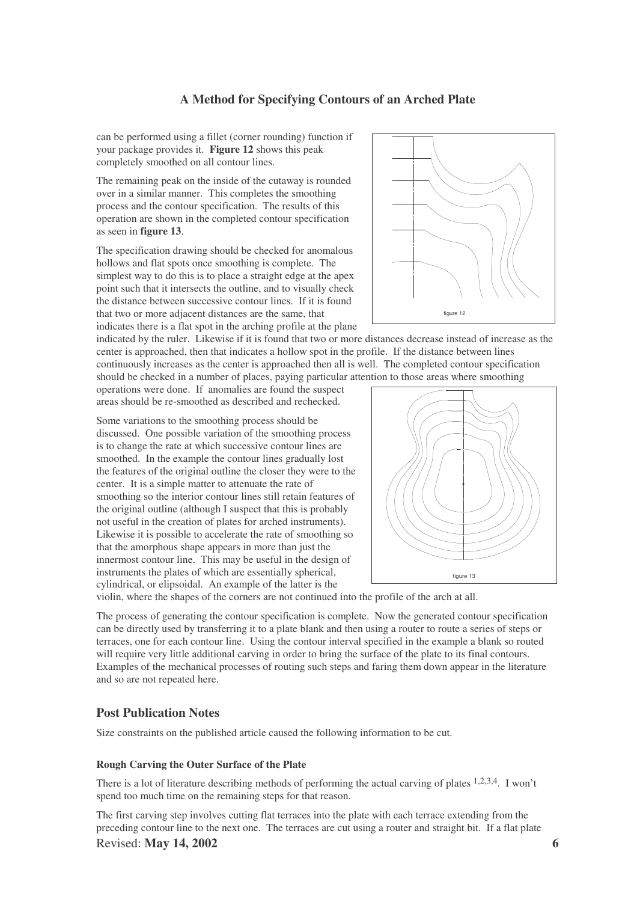can be performed using a fillet (corner rounding) function if your package provides it. **Figure 12** shows this peak completely smoothed on all contour lines.

figure 12

The remaining peak on the inside of the cutaway is rounded over in a similar manner. This completes the smoothing process and the contour specification. The results of this operation are shown in the completed contour specification as seen in **figure 13**.

The specification drawing should be checked for anomalous hollows and flat spots once smoothing is complete. The simplest way to do this is to place a straight edge at the apex point such that it intersects the outline, and to visually check the distance between successive contour lines. If it is found that two or more adjacent distances are the same, that indicates there is a flat spot in the arching profile at the plane indicated by the ruler. Likewise if it is found that two or more distances decrease instead of increase as the center is approached, then that indicates a hollow spot in the profile. If the distance between lines continuously increases as the center is approached then all is well. The completed contour specification should be checked in a number of places, paying particular attention to those areas where smoothing operations were done. If anomalies are found the suspect areas should be re-smoothed as described and rechecked.

figure 13

Some variations to the smoothing process should be discussed. One possible variation of the smoothing process is to change the rate at which successive contour lines are smoothed. In the example the contour lines gradually lost the features of the original outline the closer they were to the center. It is a simple matter to attenuate the rate of smoothing so the interior contour lines still retain features of the original outline (although I suspect that this is probably not useful in the creation of plates for arched instruments). Likewise it is possible to accelerate the rate of smoothing so that the amorphous shape appears in more than just the innermost contour line. This may be useful in the design of instruments the plates of which are essentially spherical, cylindrical, or elipsoidal. An example of the latter is the violin, where the shapes of the corners are not continued into the profile of the arch at all.

The process of generating the contour specification is complete. Now the generated contour specification can be directly used by transferring it to a plate blank and then using a router to route a series of steps or terraces, one for each contour line. Using the contour interval specified in the example a blank so routed will require very little additional carving in order to bring the surface of the plate to its final contours. Examples of the mechanical processes of routing such steps and faring them down appear in the literature and so are not repeated here.

## Post Publication Notes

Size constraints on the published article caused the following information to be cut.

#### Rough Carving the Outer Surface of the Plate

There is a lot of literature describing methods of performing the actual carving of plates [1,2,3,4]. I won't spend too much time on the remaining steps for that reason.

The first carving step involves cutting flat terraces into the plate with each terrace extending from the preceding contour line to the next one. The terraces are cut using a router and straight bit. If a flat plate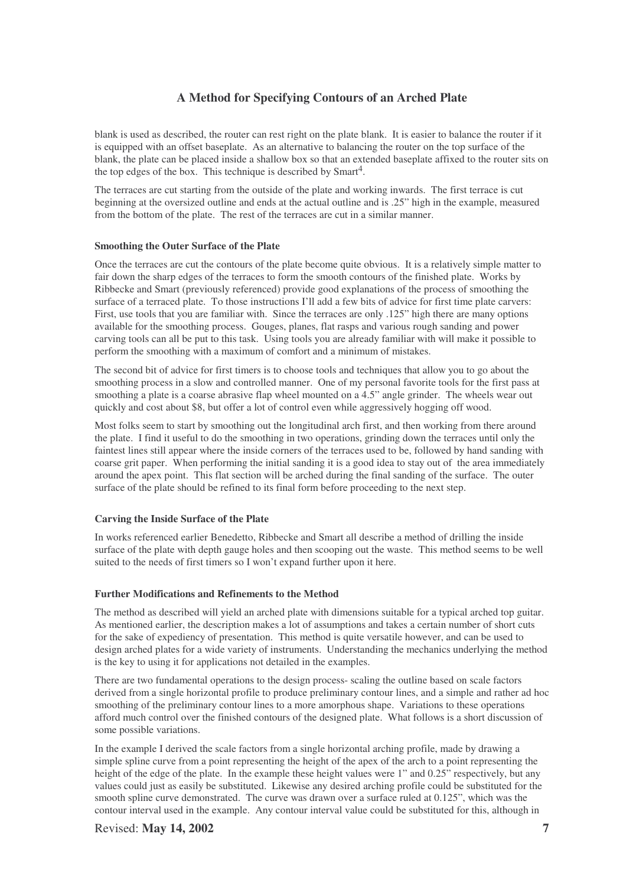blank is used as described, the router can rest right on the plate blank. It is easier to balance the router if it is equipped with an offset baseplate. As an alternative to balancing the router on the top surface of the blank, the plate can be placed inside a shallow box so that an extended baseplate affixed to the router sits on the top edges of the box. This technique is described by Smart[4].

The terraces are cut starting from the outside of the plate and working inwards. The first terrace is cut beginning at the oversized outline and ends at the actual outline and is .25" high in the example, measured from the bottom of the plate. The rest of the terraces are cut in a similar manner.

#### Smoothing the Outer Surface of the Plate

Once the terraces are cut the contours of the plate become quite obvious. It is a relatively simple matter to fair down the sharp edges of the terraces to form the smooth contours of the finished plate. Works by Ribbecke and Smart (previously referenced) provide good explanations of the process of smoothing the surface of a terraced plate. To those instructions I'll add a few bits of advice for first time plate carvers: First, use tools that you are familiar with. Since the terraces are only .125" high there are many options available for the smoothing process. Gouges, planes, flat rasps and various rough sanding and power carving tools can all be put to this task. Using tools you are already familiar with will make it possible to perform the smoothing with a maximum of comfort and a minimum of mistakes.

The second bit of advice for first timers is to choose tools and techniques that allow you to go about the smoothing process in a slow and controlled manner. One of my personal favorite tools for the first pass at smoothing a plate is a coarse abrasive flap wheel mounted on a 4.5" angle grinder. The wheels wear out quickly and cost about $8, but offer a lot of control even while aggressively hogging off wood.

Most folks seem to start by smoothing out the longitudinal arch first, and then working from there around the plate. I find it useful to do the smoothing in two operations, grinding down the terraces until only the faintest lines still appear where the inside corners of the terraces used to be, followed by hand sanding with coarse grit paper. When performing the initial sanding it is a good idea to stay out of the area immediately around the apex point. This flat section will be arched during the final sanding of the surface. The outer surface of the plate should be refined to its final form before proceeding to the next step.

#### Carving the Inside Surface of the Plate

In works referenced earlier Benedetto, Ribbecke and Smart all describe a method of drilling the inside surface of the plate with depth gauge holes and then scooping out the waste. This method seems to be well suited to the needs of first timers so I won't expand further upon it here.

#### Further Modifications and Refinements to the Method

The method as described will yield an arched plate with dimensions suitable for a typical arched top guitar. As mentioned earlier, the description makes a lot of assumptions and takes a certain number of short cuts for the sake of expediency of presentation. This method is quite versatile however, and can be used to design arched plates for a wide variety of instruments. Understanding the mechanics underlying the method is the key to using it for applications not detailed in the examples.

There are two fundamental operations to the design process- scaling the outline based on scale factors derived from a single horizontal profile to produce preliminary contour lines, and a simple and rather ad hoc smoothing of the preliminary contour lines to a more amorphous shape. Variations to these operations afford much control over the finished contours of the designed plate. What follows is a short discussion of some possible variations.

In the example I derived the scale factors from a single horizontal arching profile, made by drawing a simple spline curve from a point representing the height of the apex of the arch to a point representing the height of the edge of the plate. In the example these height values were 1" and 0.25" respectively, but any values could just as easily be substituted. Likewise any desired arching profile could be substituted for the smooth spline curve demonstrated. The curve was drawn over a surface ruled at 0.125", which was the contour interval used in the example. Any contour interval value could be substituted for this, although in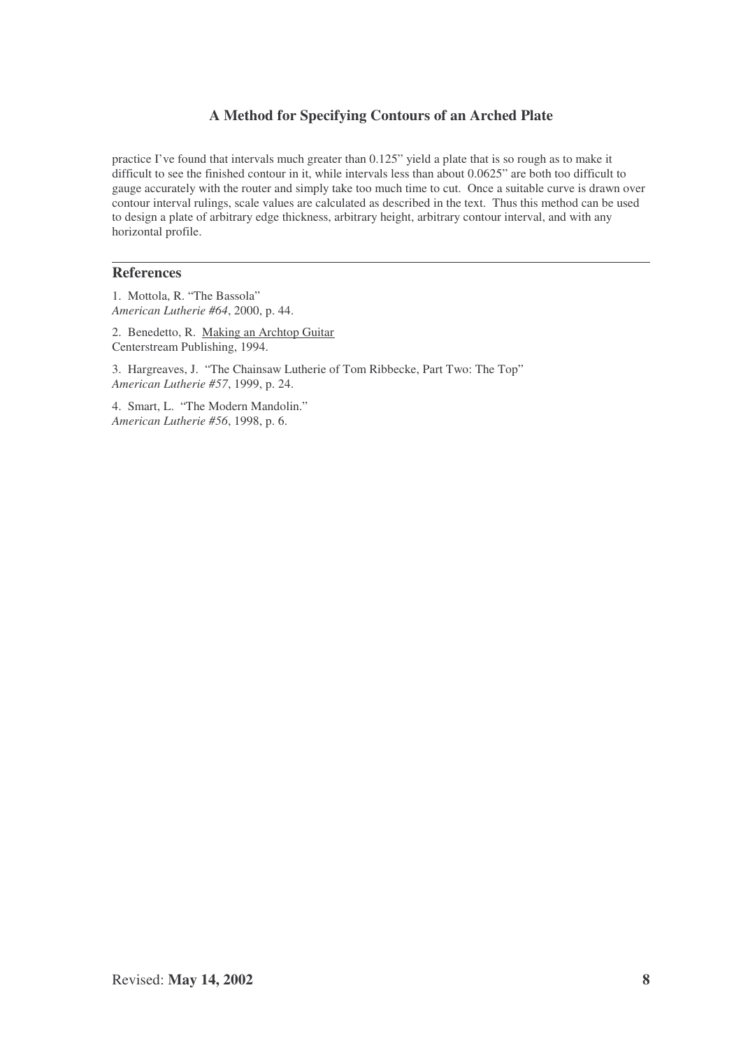practice I've found that intervals much greater than 0.125" yield a plate that is so rough as to make it difficult to see the finished contour in it, while intervals less than about 0.0625" are both too difficult to gauge accurately with the router and simply take too much time to cut. Once a suitable curve is drawn over contour interval rulings, scale values are calculated as described in the text. Thus this method can be used to design a plate of arbitrary edge thickness, arbitrary height, arbitrary contour interval, and with any horizontal profile.

## References

1. Mottola, R. "The Bassola"
*American Lutherie #64*, 2000, p. 44.

2. Benedetto, R. Making an Archtop Guitar
Centerstream Publishing, 1994.

3. Hargreaves, J. "The Chainsaw Lutherie of Tom Ribbecke, Part Two: The Top"
*American Lutherie #57*, 1999, p. 24.

4. Smart, L. "The Modern Mandolin."
*American Lutherie #56*, 1998, p. 6.

Revised: **May 14, 2002**